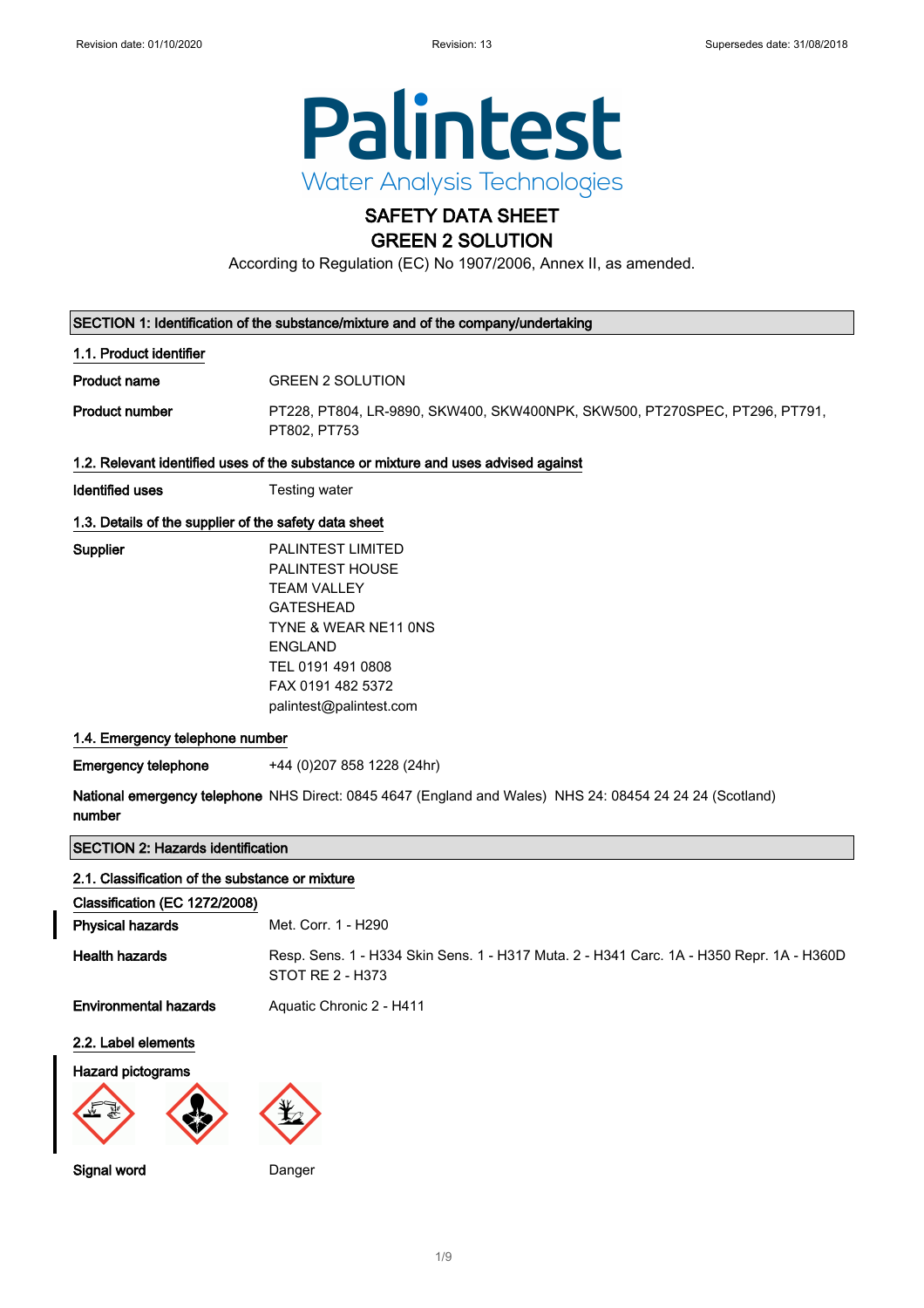Revision date: 01/10/2020 Revision: 13 Supersedes date: 31/08/2018

# Palintest

Water Analysis Technologies

# SAFETY DATA SHEET
# GREEN 2 SOLUTION

According to Regulation (EC) No 1907/2006, Annex II, as amended.

## SECTION 1: Identification of the substance/mixture and of the company/undertaking

### 1.1. Product identifier

**Product name** GREEN 2 SOLUTION

**Product number** PT228, PT804, LR-9890, SKW400, SKW400NPK, SKW500, PT270SPEC, PT296, PT791, PT802, PT753

### 1.2. Relevant identified uses of the substance or mixture and uses advised against

**Identified uses** Testing water

### 1.3. Details of the supplier of the safety data sheet

**Supplier**
PALINTEST LIMITED
PALINTEST HOUSE
TEAM VALLEY
GATESHEAD
TYNE & WEAR NE11 0NS
ENGLAND
TEL 0191 491 0808
FAX 0191 482 5372
palintest@palintest.com

### 1.4. Emergency telephone number

**Emergency telephone** +44 (0)207 858 1228 (24hr)

**National emergency telephone number** NHS Direct: 0845 4647 (England and Wales) NHS 24: 08454 24 24 24 (Scotland)

## SECTION 2: Hazards identification

### 2.1. Classification of the substance or mixture

**Classification (EC 1272/2008)**

**Physical hazards** Met. Corr. 1 - H290

**Health hazards** Resp. Sens. 1 - H334 Skin Sens. 1 - H317 Muta. 2 - H341 Carc. 1A - H350 Repr. 1A - H360D STOT RE 2 - H373

**Environmental hazards** Aquatic Chronic 2 - H411

### 2.2. Label elements

**Hazard pictograms**

**Signal word** Danger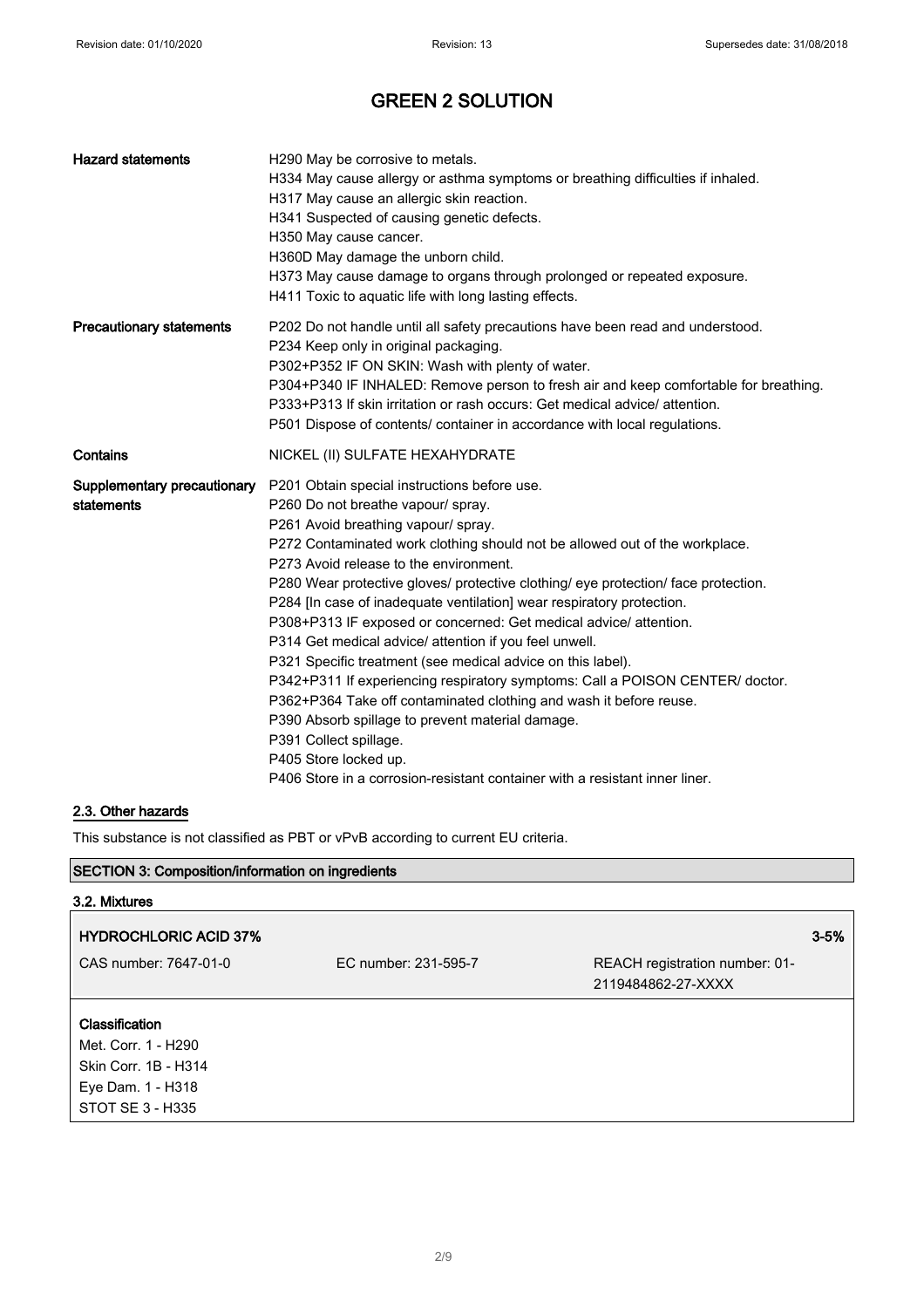# GREEN 2 SOLUTION

| | |
|---|---|
| **Hazard statements** | H290 May be corrosive to metals.<br>H334 May cause allergy or asthma symptoms or breathing difficulties if inhaled.<br>H317 May cause an allergic skin reaction.<br>H341 Suspected of causing genetic defects.<br>H350 May cause cancer.<br>H360D May damage the unborn child.<br>H373 May cause damage to organs through prolonged or repeated exposure.<br>H411 Toxic to aquatic life with long lasting effects. |
| **Precautionary statements** | P202 Do not handle until all safety precautions have been read and understood.<br>P234 Keep only in original packaging.<br>P302+P352 IF ON SKIN: Wash with plenty of water.<br>P304+P340 IF INHALED: Remove person to fresh air and keep comfortable for breathing.<br>P333+P313 If skin irritation or rash occurs: Get medical advice/ attention.<br>P501 Dispose of contents/ container in accordance with local regulations. |
| **Contains** | NICKEL (II) SULFATE HEXAHYDRATE |
| **Supplementary precautionary statements** | P201 Obtain special instructions before use.<br>P260 Do not breathe vapour/ spray.<br>P261 Avoid breathing vapour/ spray.<br>P272 Contaminated work clothing should not be allowed out of the workplace.<br>P273 Avoid release to the environment.<br>P280 Wear protective gloves/ protective clothing/ eye protection/ face protection.<br>P284 [In case of inadequate ventilation] wear respiratory protection.<br>P308+P313 IF exposed or concerned: Get medical advice/ attention.<br>P314 Get medical advice/ attention if you feel unwell.<br>P321 Specific treatment (see medical advice on this label).<br>P342+P311 If experiencing respiratory symptoms: Call a POISON CENTER/ doctor.<br>P362+P364 Take off contaminated clothing and wash it before reuse.<br>P390 Absorb spillage to prevent material damage.<br>P391 Collect spillage.<br>P405 Store locked up.<br>P406 Store in a corrosion-resistant container with a resistant inner liner. |

## 2.3. Other hazards

This substance is not classified as PBT or vPvB according to current EU criteria.

## SECTION 3: Composition/information on ingredients

### 3.2. Mixtures

| **HYDROCHLORIC ACID 37%** | | **3-5%** |
|---|---|---|
| CAS number: 7647-01-0 | EC number: 231-595-7 | REACH registration number: 01-2119484862-27-XXXX |

**Classification**
Met. Corr. 1 - H290
Skin Corr. 1B - H314
Eye Dam. 1 - H318
STOT SE 3 - H335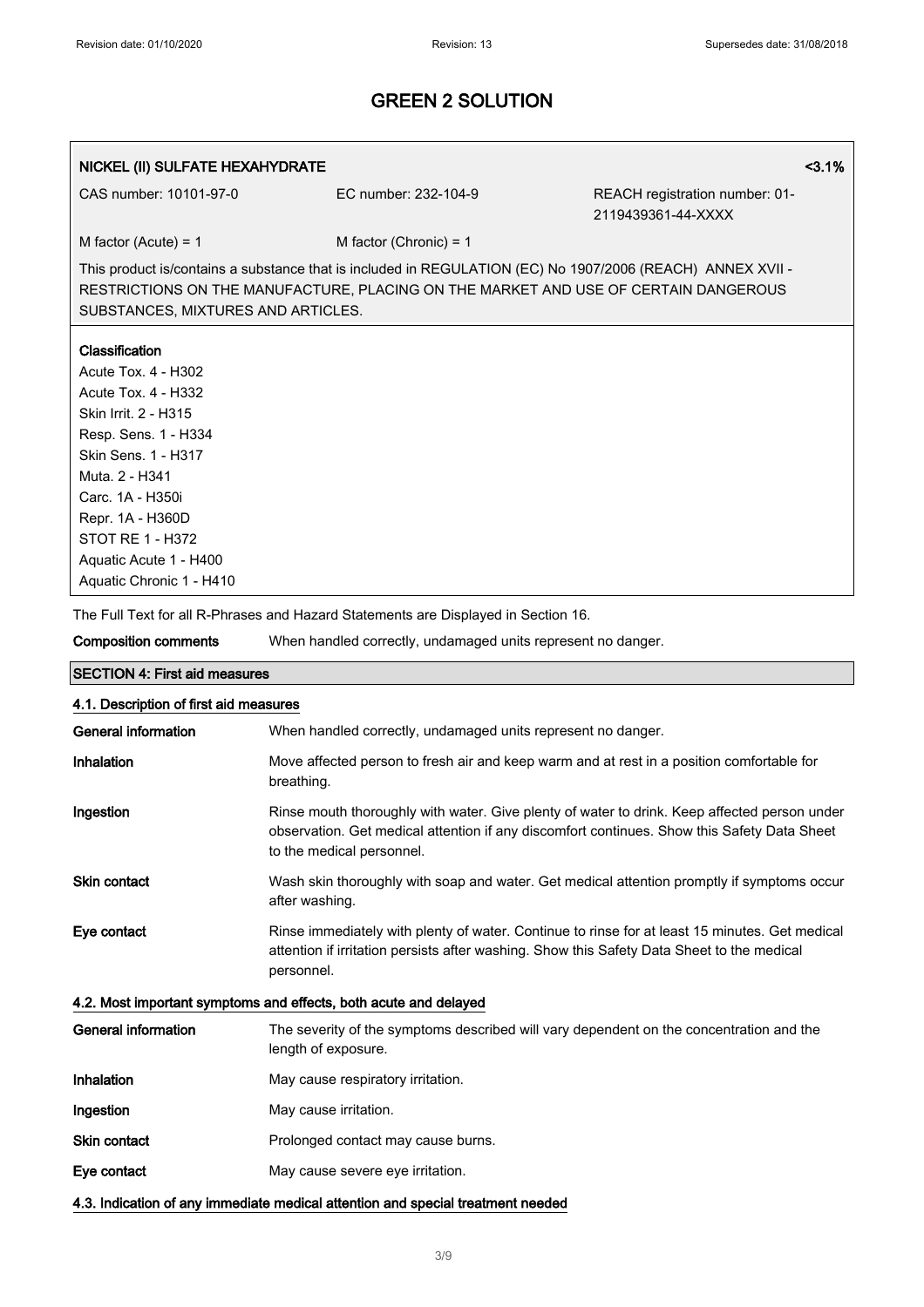# GREEN 2 SOLUTION

**NICKEL (II) SULFATE HEXAHYDRATE** <3.1%

CAS number: 10101-97-0 EC number: 232-104-9 REACH registration number: 01-2119439361-44-XXXX

M factor (Acute) = 1 M factor (Chronic) = 1

This product is/contains a substance that is included in REGULATION (EC) No 1907/2006 (REACH) ANNEX XVII - RESTRICTIONS ON THE MANUFACTURE, PLACING ON THE MARKET AND USE OF CERTAIN DANGEROUS SUBSTANCES, MIXTURES AND ARTICLES.

**Classification**

Acute Tox. 4 - H302
Acute Tox. 4 - H332
Skin Irrit. 2 - H315
Resp. Sens. 1 - H334
Skin Sens. 1 - H317
Muta. 2 - H341
Carc. 1A - H350i
Repr. 1A - H360D
STOT RE 1 - H372
Aquatic Acute 1 - H400
Aquatic Chronic 1 - H410

The Full Text for all R-Phrases and Hazard Statements are Displayed in Section 16.

**Composition comments** When handled correctly, undamaged units represent no danger.

## SECTION 4: First aid measures

### 4.1. Description of first aid measures

**General information** When handled correctly, undamaged units represent no danger.

**Inhalation** Move affected person to fresh air and keep warm and at rest in a position comfortable for breathing.

**Ingestion** Rinse mouth thoroughly with water. Give plenty of water to drink. Keep affected person under observation. Get medical attention if any discomfort continues. Show this Safety Data Sheet to the medical personnel.

**Skin contact** Wash skin thoroughly with soap and water. Get medical attention promptly if symptoms occur after washing.

**Eye contact** Rinse immediately with plenty of water. Continue to rinse for at least 15 minutes. Get medical attention if irritation persists after washing. Show this Safety Data Sheet to the medical personnel.

### 4.2. Most important symptoms and effects, both acute and delayed

**General information** The severity of the symptoms described will vary dependent on the concentration and the length of exposure.

**Inhalation** May cause respiratory irritation.

**Ingestion** May cause irritation.

**Skin contact** Prolonged contact may cause burns.

**Eye contact** May cause severe eye irritation.

### 4.3. Indication of any immediate medical attention and special treatment needed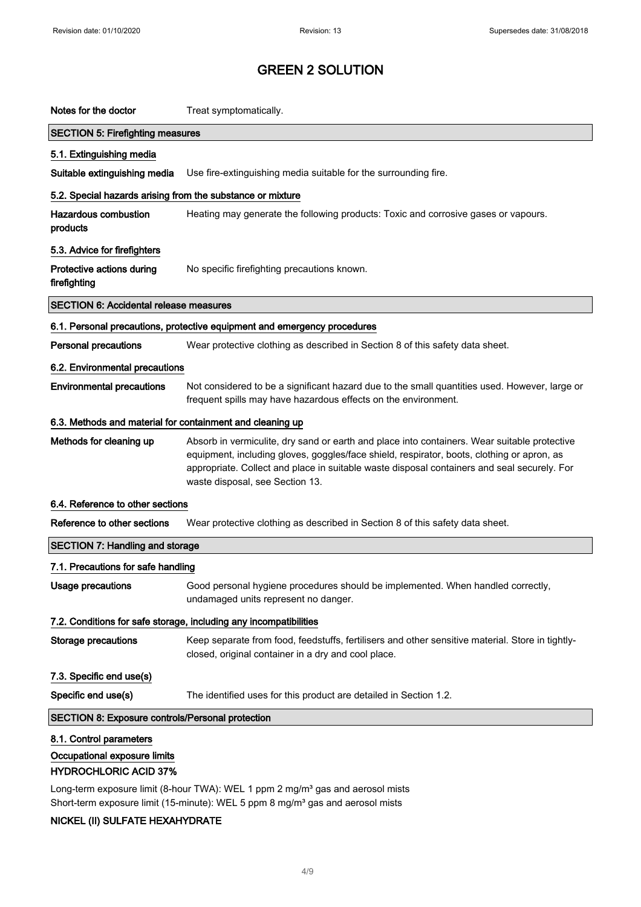# GREEN 2 SOLUTION

**Notes for the doctor** Treat symptomatically.

## SECTION 5: Firefighting measures

### 5.1. Extinguishing media

**Suitable extinguishing media** Use fire-extinguishing media suitable for the surrounding fire.

### 5.2. Special hazards arising from the substance or mixture

**Hazardous combustion products** Heating may generate the following products: Toxic and corrosive gases or vapours.

### 5.3. Advice for firefighters

**Protective actions during firefighting** No specific firefighting precautions known.

## SECTION 6: Accidental release measures

### 6.1. Personal precautions, protective equipment and emergency procedures

**Personal precautions** Wear protective clothing as described in Section 8 of this safety data sheet.

### 6.2. Environmental precautions

**Environmental precautions** Not considered to be a significant hazard due to the small quantities used. However, large or frequent spills may have hazardous effects on the environment.

### 6.3. Methods and material for containment and cleaning up

**Methods for cleaning up** Absorb in vermiculite, dry sand or earth and place into containers. Wear suitable protective equipment, including gloves, goggles/face shield, respirator, boots, clothing or apron, as appropriate. Collect and place in suitable waste disposal containers and seal securely. For waste disposal, see Section 13.

### 6.4. Reference to other sections

**Reference to other sections** Wear protective clothing as described in Section 8 of this safety data sheet.

## SECTION 7: Handling and storage

### 7.1. Precautions for safe handling

**Usage precautions** Good personal hygiene procedures should be implemented. When handled correctly, undamaged units represent no danger.

### 7.2. Conditions for safe storage, including any incompatibilities

**Storage precautions** Keep separate from food, feedstuffs, fertilisers and other sensitive material. Store in tightly-closed, original container in a dry and cool place.

### 7.3. Specific end use(s)

**Specific end use(s)** The identified uses for this product are detailed in Section 1.2.

## SECTION 8: Exposure controls/Personal protection

### 8.1. Control parameters

**Occupational exposure limits**

**HYDROCHLORIC ACID 37%**

Long-term exposure limit (8-hour TWA): WEL 1 ppm 2 mg/m³ gas and aerosol mists
Short-term exposure limit (15-minute): WEL 5 ppm 8 mg/m³ gas and aerosol mists

**NICKEL (II) SULFATE HEXAHYDRATE**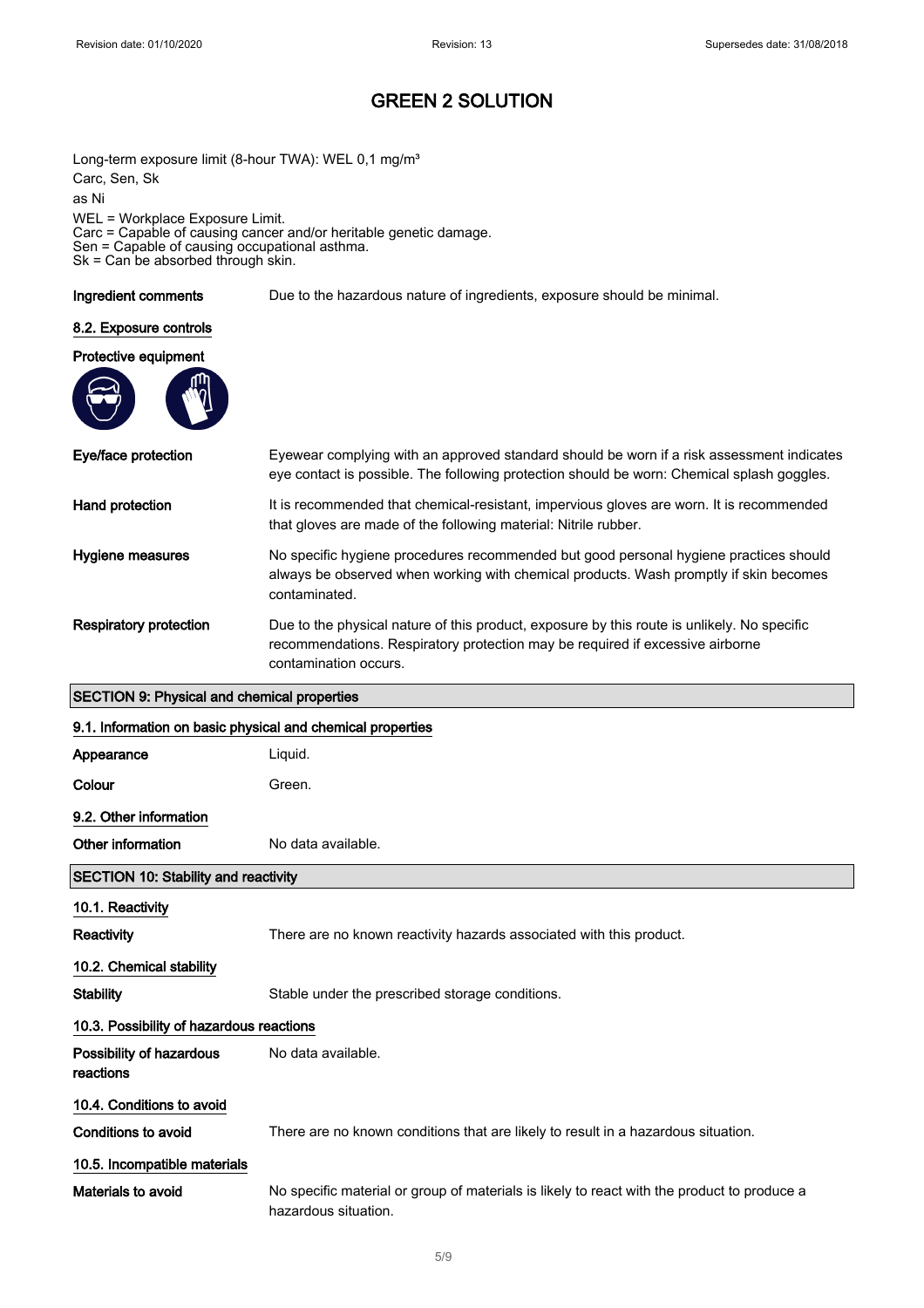# GREEN 2 SOLUTION

Long-term exposure limit (8-hour TWA): WEL 0,1 mg/m³
Carc, Sen, Sk
as Ni

WEL = Workplace Exposure Limit.
Carc = Capable of causing cancer and/or heritable genetic damage.
Sen = Capable of causing occupational asthma.
Sk = Can be absorbed through skin.

**Ingredient comments** Due to the hazardous nature of ingredients, exposure should be minimal.

### 8.2. Exposure controls

**Protective equipment**

**Eye/face protection** Eyewear complying with an approved standard should be worn if a risk assessment indicates eye contact is possible. The following protection should be worn: Chemical splash goggles.

**Hand protection** It is recommended that chemical-resistant, impervious gloves are worn. It is recommended that gloves are made of the following material: Nitrile rubber.

**Hygiene measures** No specific hygiene procedures recommended but good personal hygiene practices should always be observed when working with chemical products. Wash promptly if skin becomes contaminated.

**Respiratory protection** Due to the physical nature of this product, exposure by this route is unlikely. No specific recommendations. Respiratory protection may be required if excessive airborne contamination occurs.

## SECTION 9: Physical and chemical properties

### 9.1. Information on basic physical and chemical properties

**Appearance** Liquid.

**Colour** Green.

### 9.2. Other information

**Other information** No data available.

## SECTION 10: Stability and reactivity

### 10.1. Reactivity

**Reactivity** There are no known reactivity hazards associated with this product.

### 10.2. Chemical stability

**Stability** Stable under the prescribed storage conditions.

### 10.3. Possibility of hazardous reactions

**Possibility of hazardous reactions** No data available.

### 10.4. Conditions to avoid

**Conditions to avoid** There are no known conditions that are likely to result in a hazardous situation.

### 10.5. Incompatible materials

**Materials to avoid** No specific material or group of materials is likely to react with the product to produce a hazardous situation.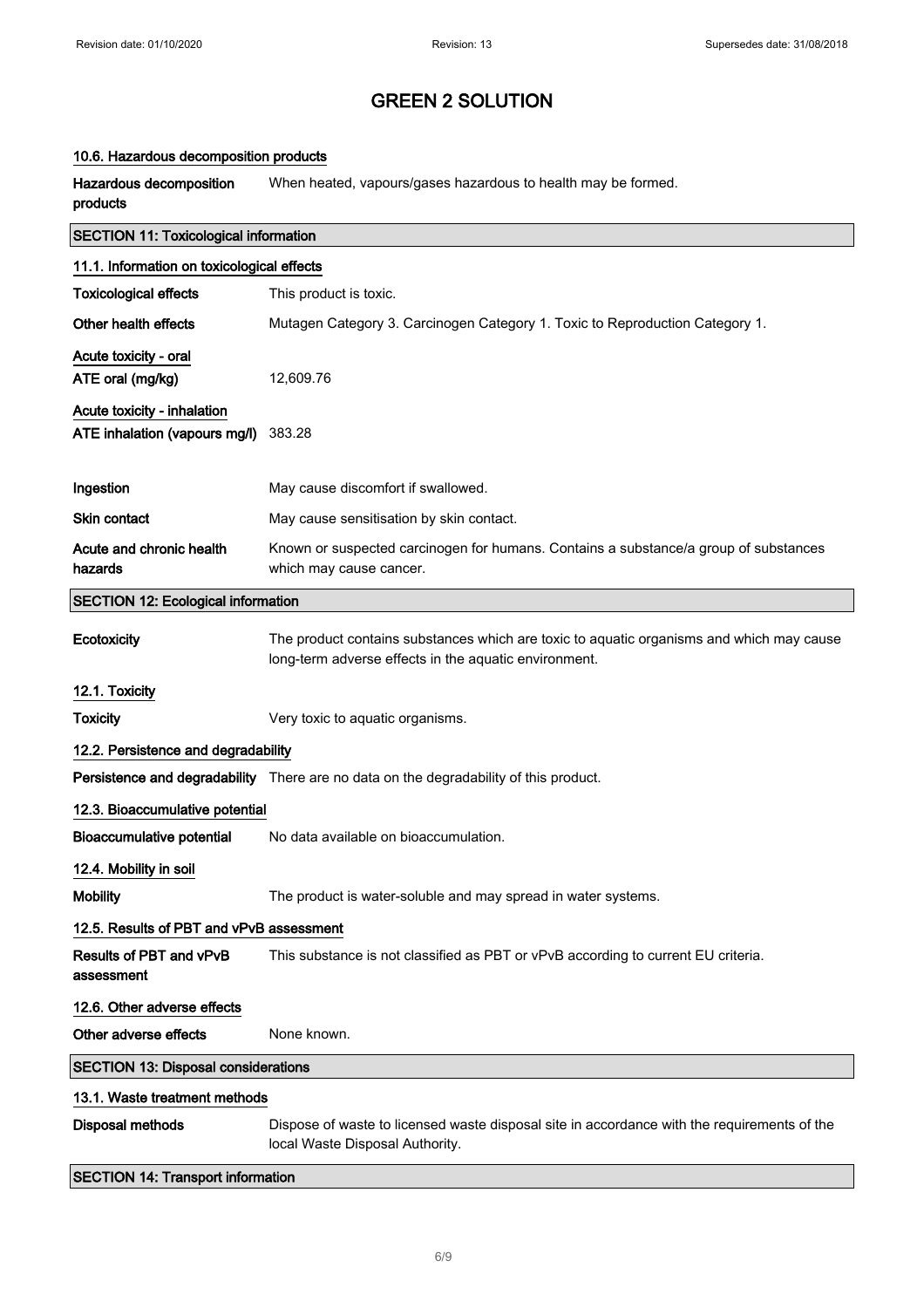# GREEN 2 SOLUTION

### 10.6. Hazardous decomposition products

| | |
|---|---|
| **Hazardous decomposition products** | When heated, vapours/gases hazardous to health may be formed. |

## SECTION 11: Toxicological information

### 11.1. Information on toxicological effects

| | |
|---|---|
| **Toxicological effects** | This product is toxic. |
| **Other health effects** | Mutagen Category 3. Carcinogen Category 1. Toxic to Reproduction Category 1. |

**Acute toxicity - oral**

| | |
|---|---|
| **ATE oral (mg/kg)** | 12,609.76 |

**Acute toxicity - inhalation**

| | |
|---|---|
| **ATE inhalation (vapours mg/l)** | 383.28 |

| | |
|---|---|
| **Ingestion** | May cause discomfort if swallowed. |
| **Skin contact** | May cause sensitisation by skin contact. |
| **Acute and chronic health hazards** | Known or suspected carcinogen for humans. Contains a substance/a group of substances which may cause cancer. |

## SECTION 12: Ecological information

| | |
|---|---|
| **Ecotoxicity** | The product contains substances which are toxic to aquatic organisms and which may cause long-term adverse effects in the aquatic environment. |

### 12.1. Toxicity

| | |
|---|---|
| **Toxicity** | Very toxic to aquatic organisms. |

### 12.2. Persistence and degradability

| | |
|---|---|
| **Persistence and degradability** | There are no data on the degradability of this product. |

### 12.3. Bioaccumulative potential

| | |
|---|---|
| **Bioaccumulative potential** | No data available on bioaccumulation. |

### 12.4. Mobility in soil

| | |
|---|---|
| **Mobility** | The product is water-soluble and may spread in water systems. |

### 12.5. Results of PBT and vPvB assessment

| | |
|---|---|
| **Results of PBT and vPvB assessment** | This substance is not classified as PBT or vPvB according to current EU criteria. |

### 12.6. Other adverse effects

| | |
|---|---|
| **Other adverse effects** | None known. |

## SECTION 13: Disposal considerations

### 13.1. Waste treatment methods

| | |
|---|---|
| **Disposal methods** | Dispose of waste to licensed waste disposal site in accordance with the requirements of the local Waste Disposal Authority. |

## SECTION 14: Transport information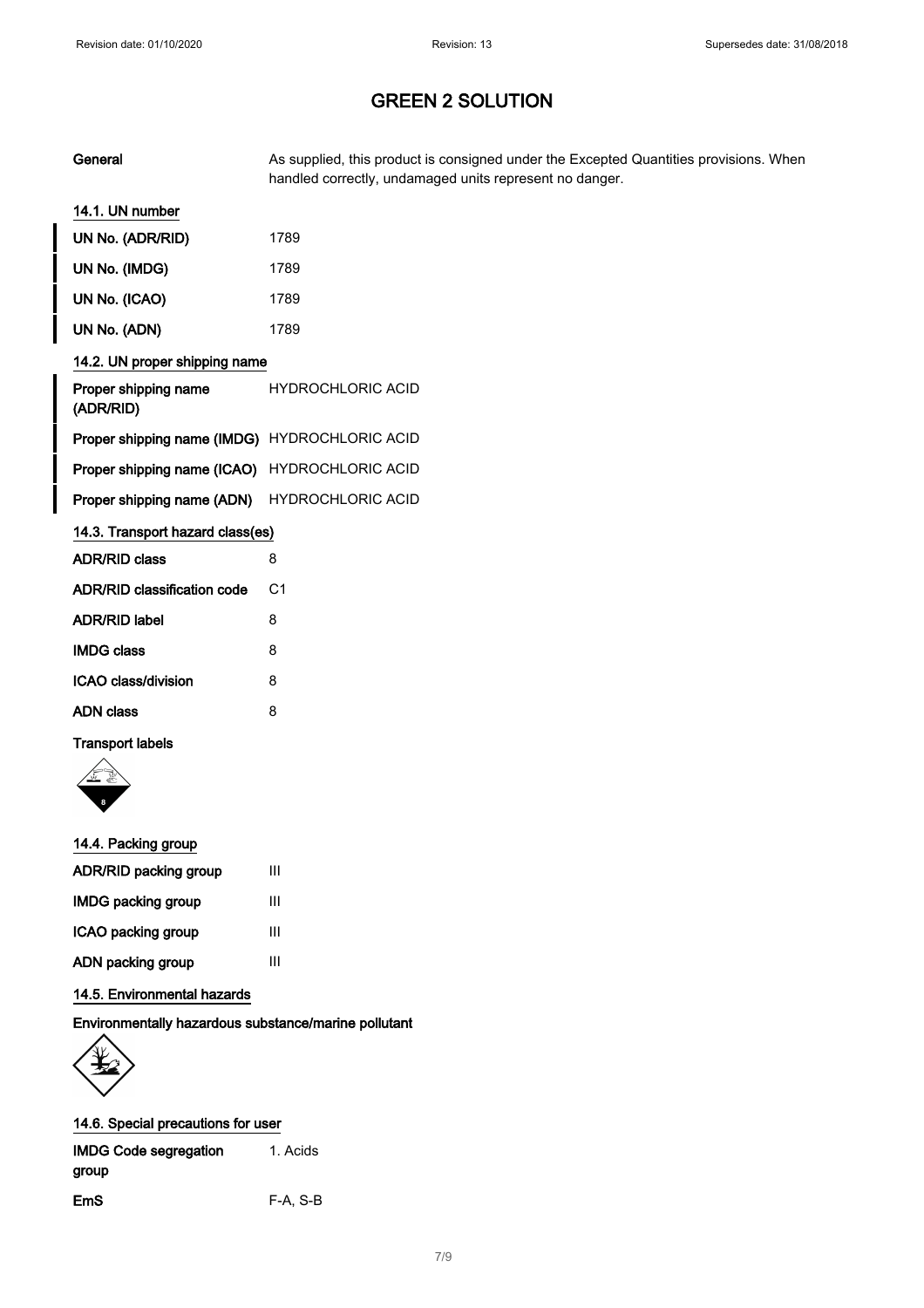# GREEN 2 SOLUTION

| | |
|---|---|
| **General** | As supplied, this product is consigned under the Excepted Quantities provisions. When handled correctly, undamaged units represent no danger. |

### 14.1. UN number

| | |
|---|---|
| **UN No. (ADR/RID)** | 1789 |
| **UN No. (IMDG)** | 1789 |
| **UN No. (ICAO)** | 1789 |
| **UN No. (ADN)** | 1789 |

### 14.2. UN proper shipping name

| | |
|---|---|
| **Proper shipping name (ADR/RID)** | HYDROCHLORIC ACID |
| **Proper shipping name (IMDG)** | HYDROCHLORIC ACID |
| **Proper shipping name (ICAO)** | HYDROCHLORIC ACID |
| **Proper shipping name (ADN)** | HYDROCHLORIC ACID |

### 14.3. Transport hazard class(es)

| | |
|---|---|
| **ADR/RID class** | 8 |
| **ADR/RID classification code** | C1 |
| **ADR/RID label** | 8 |
| **IMDG class** | 8 |
| **ICAO class/division** | 8 |
| **ADN class** | 8 |

**Transport labels**

### 14.4. Packing group

| | |
|---|---|
| **ADR/RID packing group** | III |
| **IMDG packing group** | III |
| **ICAO packing group** | III |
| **ADN packing group** | III |

### 14.5. Environmental hazards

**Environmentally hazardous substance/marine pollutant**

### 14.6. Special precautions for user

| | |
|---|---|
| **IMDG Code segregation group** | 1. Acids |
| **EmS** | F-A, S-B |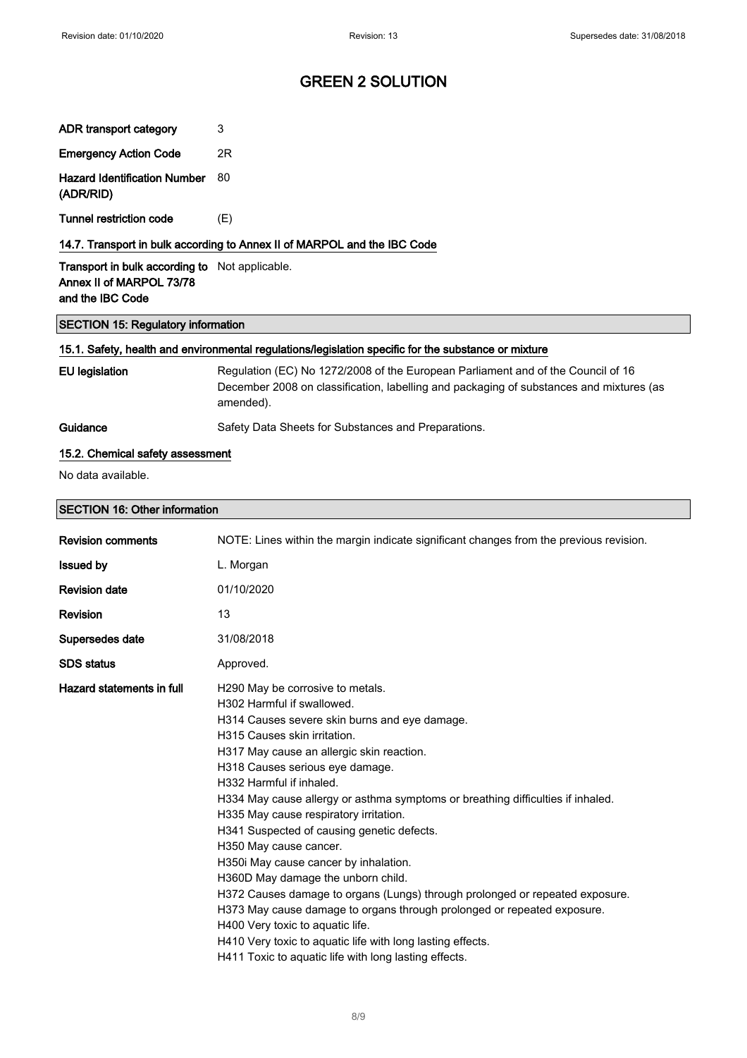| | |
|---|---|
| **ADR transport category** | 3 |
| **Emergency Action Code** | 2R |
| **Hazard Identification Number (ADR/RID)** | 80 |
| **Tunnel restriction code** | (E) |

### 14.7. Transport in bulk according to Annex II of MARPOL and the IBC Code

| | |
|---|---|
| **Transport in bulk according to Annex II of MARPOL 73/78 and the IBC Code** | Not applicable. |

## SECTION 15: Regulatory information

### 15.1. Safety, health and environmental regulations/legislation specific for the substance or mixture

| | |
|---|---|
| **EU legislation** | Regulation (EC) No 1272/2008 of the European Parliament and of the Council of 16 December 2008 on classification, labelling and packaging of substances and mixtures (as amended). |
| **Guidance** | Safety Data Sheets for Substances and Preparations. |

### 15.2. Chemical safety assessment

No data available.

## SECTION 16: Other information

| | |
|---|---|
| **Revision comments** | NOTE: Lines within the margin indicate significant changes from the previous revision. |
| **Issued by** | L. Morgan |
| **Revision date** | 01/10/2020 |
| **Revision** | 13 |
| **Supersedes date** | 31/08/2018 |
| **SDS status** | Approved. |

**Hazard statements in full**

H290 May be corrosive to metals.
H302 Harmful if swallowed.
H314 Causes severe skin burns and eye damage.
H315 Causes skin irritation.
H317 May cause an allergic skin reaction.
H318 Causes serious eye damage.
H332 Harmful if inhaled.
H334 May cause allergy or asthma symptoms or breathing difficulties if inhaled.
H335 May cause respiratory irritation.
H341 Suspected of causing genetic defects.
H350 May cause cancer.
H350i May cause cancer by inhalation.
H360D May damage the unborn child.
H372 Causes damage to organs (Lungs) through prolonged or repeated exposure.
H373 May cause damage to organs through prolonged or repeated exposure.
H400 Very toxic to aquatic life.
H410 Very toxic to aquatic life with long lasting effects.
H411 Toxic to aquatic life with long lasting effects.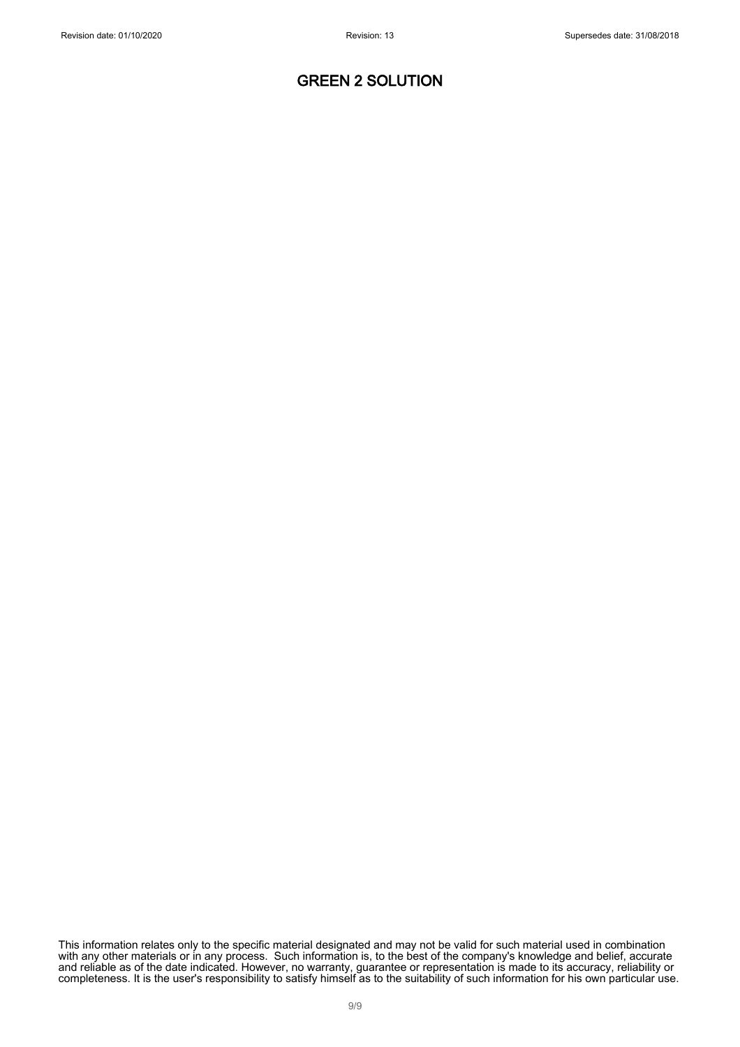This information relates only to the specific material designated and may not be valid for such material used in combination with any other materials or in any process. Such information is, to the best of the company's knowledge and belief, accurate and reliable as of the date indicated. However, no warranty, guarantee or representation is made to its accuracy, reliability or completeness. It is the user's responsibility to satisfy himself as to the suitability of such information for his own particular use.